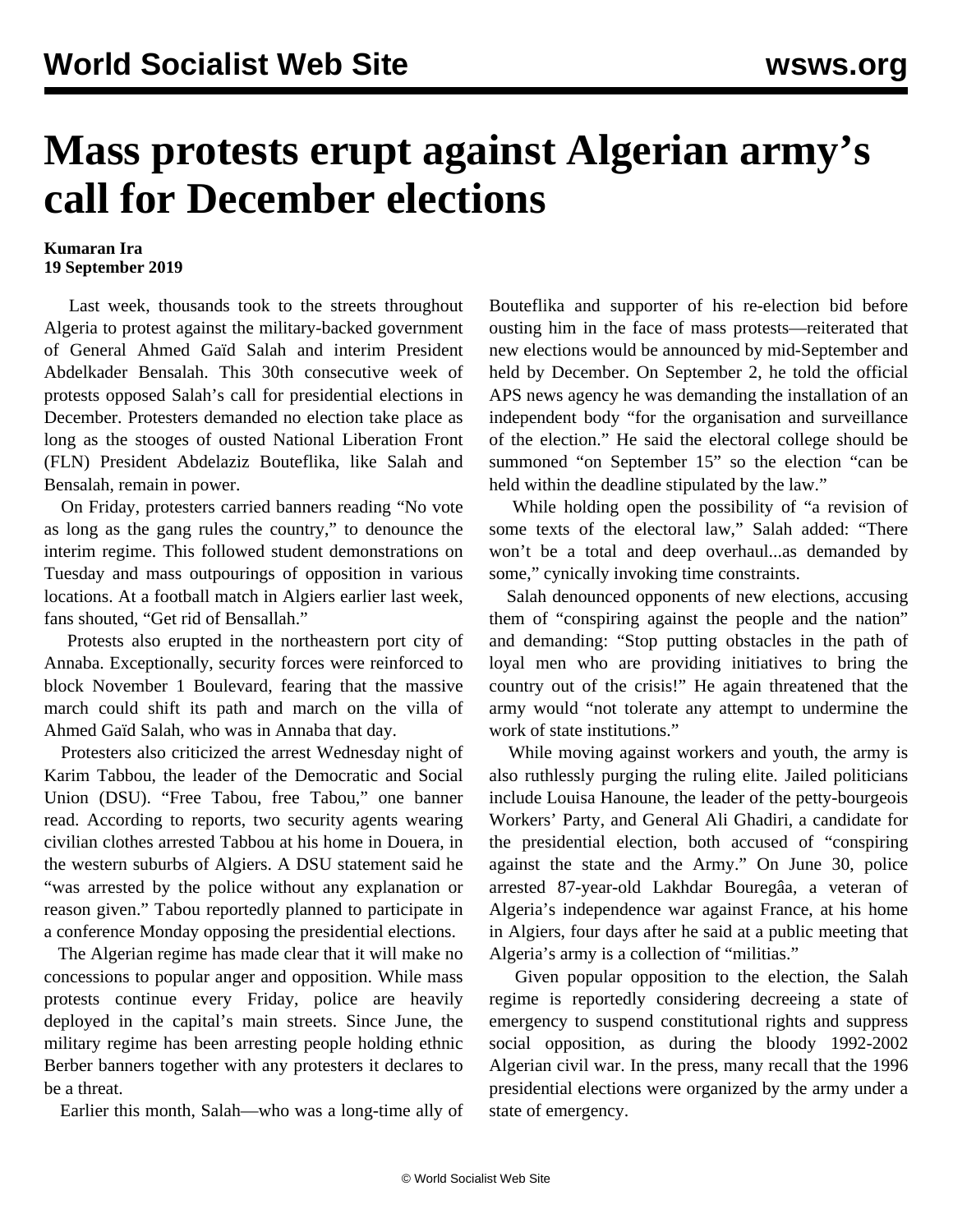# Mass protests erupt against Algerian army's call for December elections

**Kumaran Ira**
**19 September 2019**

Last week, thousands took to the streets throughout Algeria to protest against the military-backed government of General Ahmed Gaïd Salah and interim President Abdelkader Bensalah. This 30th consecutive week of protests opposed Salah's call for presidential elections in December. Protesters demanded no election take place as long as the stooges of ousted National Liberation Front (FLN) President Abdelaziz Bouteflika, like Salah and Bensalah, remain in power.

On Friday, protesters carried banners reading "No vote as long as the gang rules the country," to denounce the interim regime. This followed student demonstrations on Tuesday and mass outpourings of opposition in various locations. At a football match in Algiers earlier last week, fans shouted, "Get rid of Bensallah."

Protests also erupted in the northeastern port city of Annaba. Exceptionally, security forces were reinforced to block November 1 Boulevard, fearing that the massive march could shift its path and march on the villa of Ahmed Gaïd Salah, who was in Annaba that day.

Protesters also criticized the arrest Wednesday night of Karim Tabbou, the leader of the Democratic and Social Union (DSU). "Free Tabou, free Tabou," one banner read. According to reports, two security agents wearing civilian clothes arrested Tabbou at his home in Douera, in the western suburbs of Algiers. A DSU statement said he "was arrested by the police without any explanation or reason given." Tabou reportedly planned to participate in a conference Monday opposing the presidential elections.

The Algerian regime has made clear that it will make no concessions to popular anger and opposition. While mass protests continue every Friday, police are heavily deployed in the capital's main streets. Since June, the military regime has been arresting people holding ethnic Berber banners together with any protesters it declares to be a threat.

Earlier this month, Salah—who was a long-time ally of Bouteflika and supporter of his re-election bid before ousting him in the face of mass protests—reiterated that new elections would be announced by mid-September and held by December. On September 2, he told the official APS news agency he was demanding the installation of an independent body "for the organisation and surveillance of the election." He said the electoral college should be summoned "on September 15" so the election "can be held within the deadline stipulated by the law."

While holding open the possibility of "a revision of some texts of the electoral law," Salah added: "There won't be a total and deep overhaul...as demanded by some," cynically invoking time constraints.

Salah denounced opponents of new elections, accusing them of "conspiring against the people and the nation" and demanding: "Stop putting obstacles in the path of loyal men who are providing initiatives to bring the country out of the crisis!" He again threatened that the army would "not tolerate any attempt to undermine the work of state institutions."

While moving against workers and youth, the army is also ruthlessly purging the ruling elite. Jailed politicians include Louisa Hanoune, the leader of the petty-bourgeois Workers' Party, and General Ali Ghadiri, a candidate for the presidential election, both accused of "conspiring against the state and the Army." On June 30, police arrested 87-year-old Lakhdar Bouregâa, a veteran of Algeria's independence war against France, at his home in Algiers, four days after he said at a public meeting that Algeria's army is a collection of "militias."

Given popular opposition to the election, the Salah regime is reportedly considering decreeing a state of emergency to suspend constitutional rights and suppress social opposition, as during the bloody 1992-2002 Algerian civil war. In the press, many recall that the 1996 presidential elections were organized by the army under a state of emergency.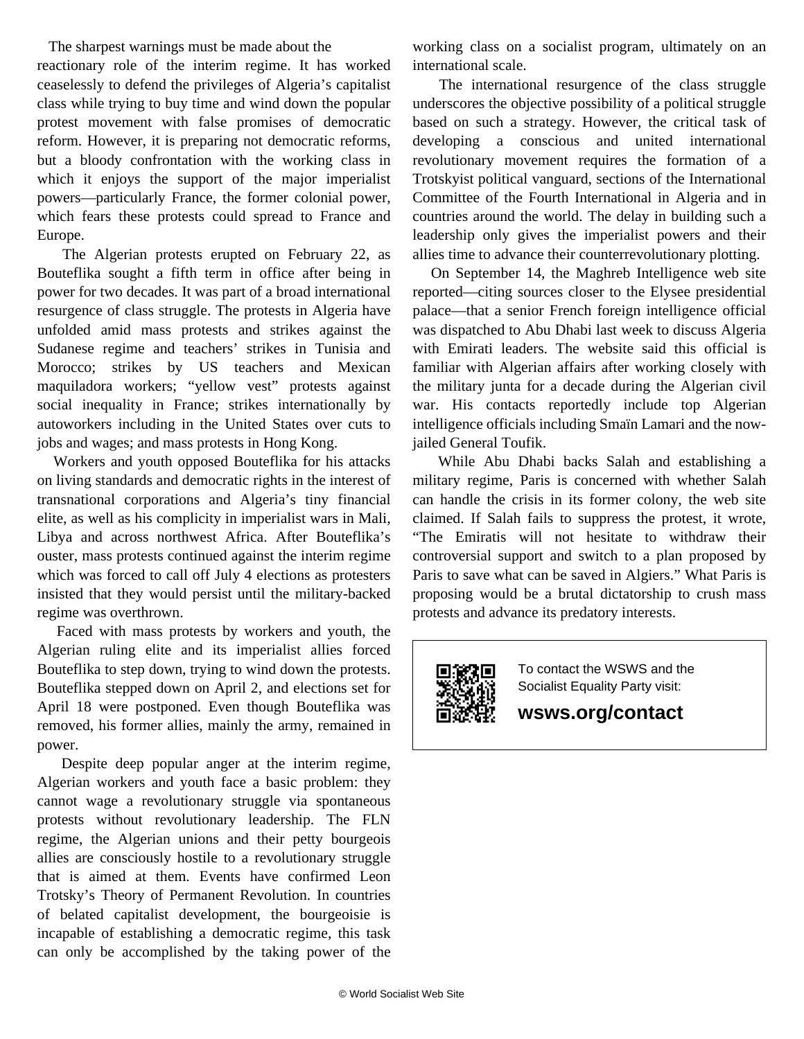The sharpest warnings must be made about the reactionary role of the interim regime. It has worked ceaselessly to defend the privileges of Algeria's capitalist class while trying to buy time and wind down the popular protest movement with false promises of democratic reform. However, it is preparing not democratic reforms, but a bloody confrontation with the working class in which it enjoys the support of the major imperialist powers—particularly France, the former colonial power, which fears these protests could spread to France and Europe.

The Algerian protests erupted on February 22, as Bouteflika sought a fifth term in office after being in power for two decades. It was part of a broad international resurgence of class struggle. The protests in Algeria have unfolded amid mass protests and strikes against the Sudanese regime and teachers' strikes in Tunisia and Morocco; strikes by US teachers and Mexican maquiladora workers; "yellow vest" protests against social inequality in France; strikes internationally by autoworkers including in the United States over cuts to jobs and wages; and mass protests in Hong Kong.

Workers and youth opposed Bouteflika for his attacks on living standards and democratic rights in the interest of transnational corporations and Algeria's tiny financial elite, as well as his complicity in imperialist wars in Mali, Libya and across northwest Africa. After Bouteflika's ouster, mass protests continued against the interim regime which was forced to call off July 4 elections as protesters insisted that they would persist until the military-backed regime was overthrown.

Faced with mass protests by workers and youth, the Algerian ruling elite and its imperialist allies forced Bouteflika to step down, trying to wind down the protests. Bouteflika stepped down on April 2, and elections set for April 18 were postponed. Even though Bouteflika was removed, his former allies, mainly the army, remained in power.

Despite deep popular anger at the interim regime, Algerian workers and youth face a basic problem: they cannot wage a revolutionary struggle via spontaneous protests without revolutionary leadership. The FLN regime, the Algerian unions and their petty bourgeois allies are consciously hostile to a revolutionary struggle that is aimed at them. Events have confirmed Leon Trotsky's Theory of Permanent Revolution. In countries of belated capitalist development, the bourgeoisie is incapable of establishing a democratic regime, this task can only be accomplished by the taking power of the working class on a socialist program, ultimately on an international scale.

The international resurgence of the class struggle underscores the objective possibility of a political struggle based on such a strategy. However, the critical task of developing a conscious and united international revolutionary movement requires the formation of a Trotskyist political vanguard, sections of the International Committee of the Fourth International in Algeria and in countries around the world. The delay in building such a leadership only gives the imperialist powers and their allies time to advance their counterrevolutionary plotting.

On September 14, the Maghreb Intelligence web site reported—citing sources closer to the Elysee presidential palace—that a senior French foreign intelligence official was dispatched to Abu Dhabi last week to discuss Algeria with Emirati leaders. The website said this official is familiar with Algerian affairs after working closely with the military junta for a decade during the Algerian civil war. His contacts reportedly include top Algerian intelligence officials including Smaïn Lamari and the now-jailed General Toufik.

While Abu Dhabi backs Salah and establishing a military regime, Paris is concerned with whether Salah can handle the crisis in its former colony, the web site claimed. If Salah fails to suppress the protest, it wrote, "The Emiratis will not hesitate to withdraw their controversial support and switch to a plan proposed by Paris to save what can be saved in Algiers." What Paris is proposing would be a brutal dictatorship to crush mass protests and advance its predatory interests.

To contact the WSWS and the Socialist Equality Party visit:

**wsws.org/contact**